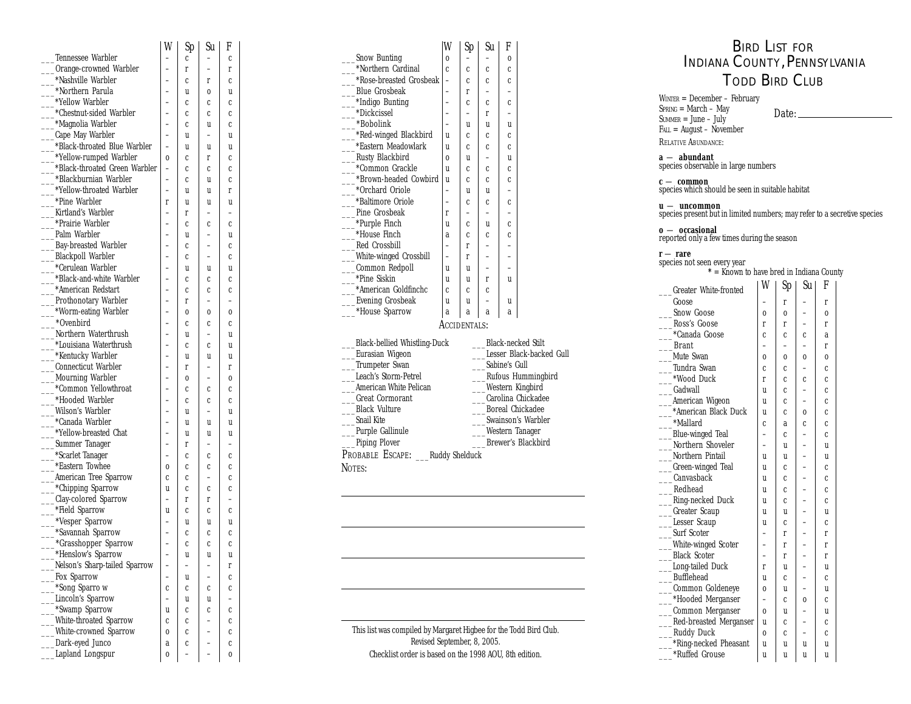# Bird List for Indiana County, Pennsylvania

## Todd Bird Club

Winter = December – February
Spring = March – May
Summer = June – July
Fall = August – November

Date: ____________________

Relative Abundance:

**a — abundant**
species observable in large numbers

**c — common**
species which should be seen in suitable habitat

**u — uncommon**
species present but in limited numbers; may refer to a secretive species

**o — occasional**
reported only a few times during the season

**r — rare**
species not seen every year

\* = Known to have bred in Indiana County

| Species | W | Sp | Su | F |
|---|---|---|---|---|
| ___Greater White-fronted Goose | - | r | - | r |
| ___Snow Goose | o | o | - | o |
| ___Ross's Goose | r | r | - | r |
| ___*Canada Goose | c | c | c | a |
| ___Brant | - | - | - | r |
| ___Mute Swan | o | o | o | o |
| ___Tundra Swan | c | c | - | c |
| ___*Wood Duck | r | c | c | c |
| ___Gadwall | u | c | - | c |
| ___American Wigeon | u | c | - | c |
| ___*American Black Duck | u | c | o | c |
| ___*Mallard | c | a | c | c |
| ___Blue-winged Teal | - | c | - | c |
| ___Northern Shoveler | - | u | - | u |
| ___Northern Pintail | u | u | - | u |
| ___Green-winged Teal | u | c | - | c |
| ___Canvasback | u | c | - | c |
| ___Redhead | u | c | - | c |
| ___Ring-necked Duck | u | c | - | c |
| ___Greater Scaup | u | u | - | u |
| ___Lesser Scaup | u | c | - | c |
| ___Surf Scoter | - | r | - | r |
| ___White-winged Scoter | - | r | - | r |
| ___Black Scoter | - | r | - | r |
| ___Long-tailed Duck | r | u | - | u |
| ___Bufflehead | u | c | - | c |
| ___Common Goldeneye | o | u | - | u |
| ___*Hooded Merganser | - | c | o | c |
| ___Common Merganser | o | u | - | u |
| ___Red-breasted Merganser | u | c | - | c |
| ___Ruddy Duck | o | c | - | c |
| ___*Ring-necked Pheasant | u | u | u | u |
| ___*Ruffed Grouse | u | u | u | u |

| Species | W | Sp | Su | F |
|---|---|---|---|---|
| ___Tennessee Warbler | - | c | - | c |
| ___Orange-crowned Warbler | - | r | - | r |
| ___*Nashville Warbler | - | c | r | c |
| ___*Northern Parula | - | u | o | u |
| ___*Yellow Warbler | - | c | c | c |
| ___*Chestnut-sided Warbler | - | c | c | c |
| ___*Magnolia Warbler | - | c | u | c |
| ___Cape May Warbler | - | u | - | u |
| ___*Black-throated Blue Warbler | - | u | u | u |
| ___*Yellow-rumped Warbler | o | c | r | c |
| ___*Black-throated Green Warbler | - | c | c | c |
| ___*Blackburnian Warbler | - | c | u | c |
| ___*Yellow-throated Warbler | - | u | u | r |
| ___*Pine Warbler | r | u | u | u |
| ___Kirtland's Warbler | - | r | - | - |
| ___*Prairie Warbler | - | c | c | c |
| ___Palm Warbler | - | u | - | u |
| ___Bay-breasted Warbler | - | c | - | c |
| ___Blackpoll Warbler | - | c | - | c |
| ___*Cerulean Warbler | - | u | u | u |
| ___*Black-and-white Warbler | - | c | c | c |
| ___*American Redstart | - | c | c | c |
| ___Prothonotary Warbler | - | r | - | - |
| ___*Worm-eating Warbler | - | o | o | o |
| ___*Ovenbird | - | c | c | c |
| ___Northern Waterthrush | - | u | - | u |
| ___*Louisiana Waterthrush | - | c | c | u |
| ___*Kentucky Warbler | - | u | u | u |
| ___Connecticut Warbler | - | r | - | r |
| ___Mourning Warbler | - | o | - | o |
| ___*Common Yellowthroat | - | c | c | c |
| ___*Hooded Warbler | - | c | c | c |
| ___Wilson's Warbler | - | u | - | u |
| ___*Canada Warbler | - | u | u | u |
| ___*Yellow-breasted Chat | - | u | u | u |
| ___Summer Tanager | - | r | - | - |
| ___*Scarlet Tanager | - | c | c | c |
| ___*Eastern Towhee | o | c | c | c |
| ___American Tree Sparrow | c | c | - | c |
| ___*Chipping Sparrow | u | c | c | c |
| ___Clay-colored Sparrow | - | r | r | - |
| ___*Field Sparrow | u | c | c | c |
| ___*Vesper Sparrow | - | u | u | u |
| ___*Savannah Sparrow | - | c | c | c |
| ___*Grasshopper Sparrow | - | c | c | c |
| ___*Henslow's Sparrow | - | u | u | u |
| ___Nelson's Sharp-tailed Sparrow | - | - | - | r |
| ___Fox Sparrow | - | u | - | c |
| ___*Song Sparro w | c | c | c | c |
| ___Lincoln's Sparrow | - | u | u | - |
| ___*Swamp Sparrow | u | c | c | c |
| ___White-throated Sparrow | c | c | - | c |
| ___White-crowned Sparrow | o | c | - | c |
| ___Dark-eyed Junco | a | c | - | c |
| ___Lapland Longspur | o | - | - | o |

| Species | W | Sp | Su | F |
|---|---|---|---|---|
| ___Snow Bunting | o | - | - | o |
| ___*Northern Cardinal | c | c | c | c |
| ___*Rose-breasted Grosbeak | - | c | c | c |
| ___Blue Grosbeak | - | r | - | - |
| ___*Indigo Bunting | - | c | c | c |
| ___*Dickcissel | - | - | r | - |
| ___*Bobolink | - | u | u | u |
| ___*Red-winged Blackbird | u | c | c | c |
| ___*Eastern Meadowlark | u | c | c | c |
| ___Rusty Blackbird | o | u | - | u |
| ___*Common Grackle | u | c | c | c |
| ___*Brown-headed Cowbird | u | c | c | c |
| ___*Orchard Oriole | - | u | u | - |
| ___*Baltimore Oriole | - | c | c | c |
| ___Pine Grosbeak | r | - | - | - |
| ___*Purple Finch | u | c | u | c |
| ___*House Finch | a | c | c | c |
| ___Red Crossbill | - | r | - | - |
| ___White-winged Crossbill | - | r | - | - |
| ___Common Redpoll | u | u | - | - |
| ___*Pine Siskin | u | u | r | u |
| ___*American Goldfinchc | c | c | c | |
| ___Evening Grosbeak | u | u | - | u |
| ___*House Sparrow | a | a | a | a |

### Accidentals:

- ___Black-bellied Whistling-Duck
- ___Eurasian Wigeon
- ___Trumpeter Swan
- ___Leach's Storm-Petrel
- ___American White Pelican
- ___Great Cormorant
- ___Black Vulture
- ___Snail Kite
- ___Purple Gallinule
- ___Piping Plover
- ___Black-necked Stilt
- ___Lesser Black-backed Gull
- ___Sabine's Gull
- ___Rufous Hummingbird
- ___Western Kingbird
- ___Carolina Chickadee
- ___Boreal Chickadee
- ___Swainson's Warbler
- ___Western Tanager
- ___Brewer's Blackbird

Probable Escape: ___Ruddy Shelduck

Notes:

This list was compiled by Margaret Higbee for the Todd Bird Club.
Revised September, 8, 2005.
Checklist order is based on the 1998 AOU, 8th edition.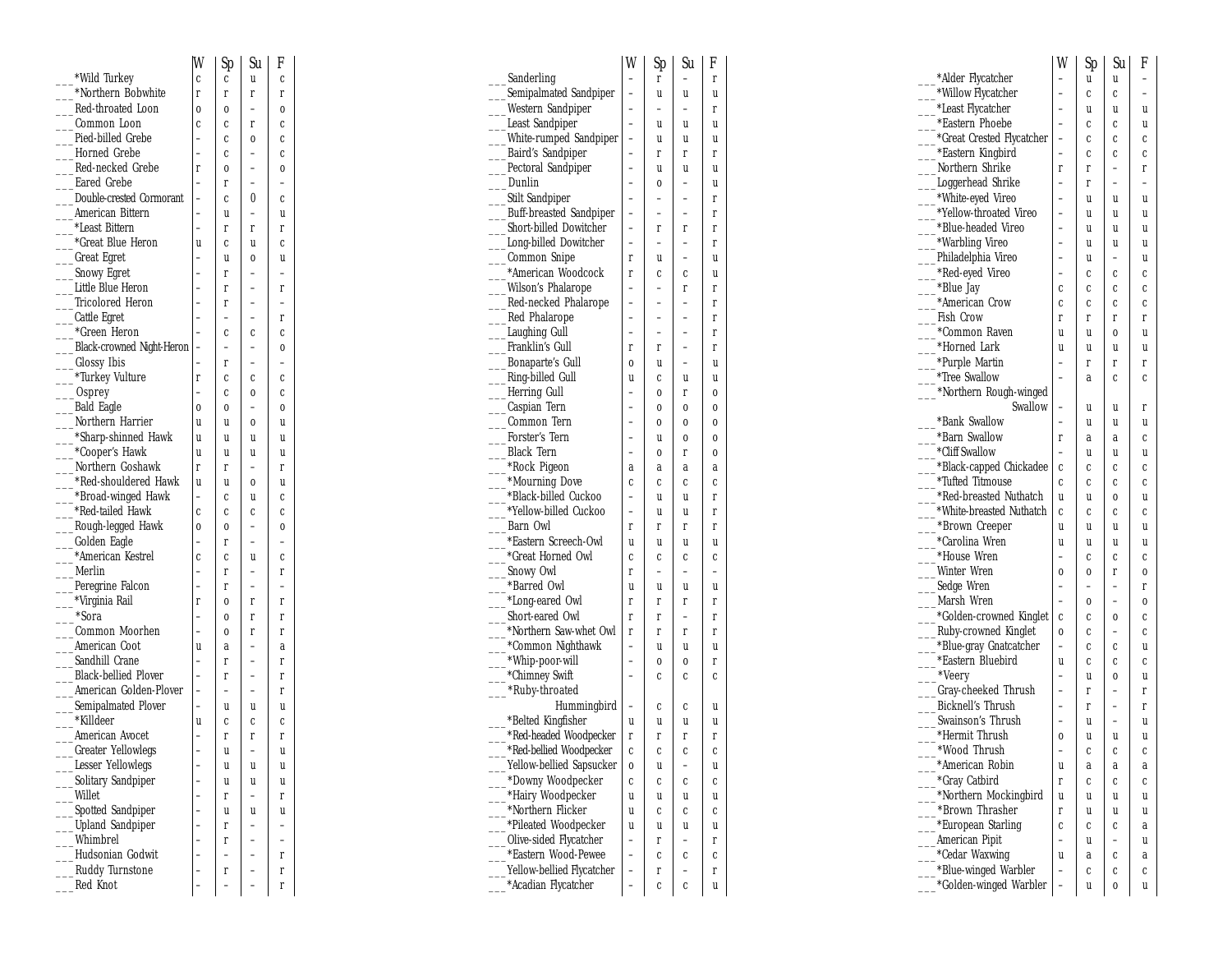| | W | Sp | Su | F |
|---|---|---|---|---|
| ___ *Wild Turkey | c | c | u | c |
| ___ *Northern Bobwhite | r | r | r | r |
| ___ Red-throated Loon | o | o | - | o |
| ___ Common Loon | c | c | r | c |
| ___ Pied-billed Grebe | - | c | o | c |
| ___ Horned Grebe | - | c | - | c |
| ___ Red-necked Grebe | r | o | - | o |
| ___ Eared Grebe | - | r | - | - |
| ___ Double-crested Cormorant | - | c | 0 | c |
| ___ American Bittern | - | u | - | u |
| ___ *Least Bittern | - | r | r | r |
| ___ *Great Blue Heron | u | c | u | c |
| ___ Great Egret | - | u | o | u |
| ___ Snowy Egret | - | r | - | - |
| ___ Little Blue Heron | - | r | - | r |
| ___ Tricolored Heron | - | r | - | - |
| ___ Cattle Egret | - | - | - | r |
| ___ *Green Heron | - | c | c | c |
| ___ Black-crowned Night-Heron | - | - | - | o |
| ___ Glossy Ibis | - | r | - | - |
| ___ *Turkey Vulture | r | c | c | c |
| ___ Osprey | - | c | o | c |
| ___ Bald Eagle | o | o | - | o |
| ___ Northern Harrier | u | u | o | u |
| ___ *Sharp-shinned Hawk | u | u | u | u |
| ___ *Cooper's Hawk | u | u | u | u |
| ___ Northern Goshawk | r | r | - | r |
| ___ *Red-shouldered Hawk | u | u | o | u |
| ___ *Broad-winged Hawk | - | c | u | c |
| ___ *Red-tailed Hawk | c | c | c | c |
| ___ Rough-legged Hawk | o | o | - | o |
| ___ Golden Eagle | - | r | - | - |
| ___ *American Kestrel | c | c | u | c |
| ___ Merlin | - | r | - | r |
| ___ Peregrine Falcon | - | r | - | - |
| ___ *Virginia Rail | r | o | r | r |
| ___ *Sora | - | o | r | r |
| ___ Common Moorhen | - | o | r | r |
| ___ American Coot | u | a | - | a |
| ___ Sandhill Crane | - | r | - | r |
| ___ Black-bellied Plover | - | r | - | r |
| ___ American Golden-Plover | - | - | - | r |
| ___ Semipalmated Plover | - | u | u | u |
| ___ *Killdeer | u | c | c | c |
| ___ American Avocet | - | r | r | r |
| ___ Greater Yellowlegs | - | u | - | u |
| ___ Lesser Yellowlegs | - | u | u | u |
| ___ Solitary Sandpiper | - | u | u | u |
| ___ Willet | - | r | - | r |
| ___ Spotted Sandpiper | - | u | u | u |
| ___ Upland Sandpiper | - | r | - | - |
| ___ Whimbrel | - | r | - | - |
| ___ Hudsonian Godwit | - | - | - | r |
| ___ Ruddy Turnstone | - | r | - | r |
| ___ Red Knot | - | - | - | r |

| | W | Sp | Su | F |
|---|---|---|---|---|
| ___ Sanderling | - | r | - | r |
| ___ Semipalmated Sandpiper | - | u | u | u |
| ___ Western Sandpiper | - | - | - | r |
| ___ Least Sandpiper | - | u | u | u |
| ___ White-rumped Sandpiper | - | u | u | u |
| ___ Baird's Sandpiper | - | r | r | r |
| ___ Pectoral Sandpiper | - | u | u | u |
| ___ Dunlin | - | o | - | u |
| ___ Stilt Sandpiper | - | - | - | r |
| ___ Buff-breasted Sandpiper | - | - | - | r |
| ___ Short-billed Dowitcher | - | r | r | r |
| ___ Long-billed Dowitcher | - | - | - | r |
| ___ Common Snipe | r | u | - | u |
| ___ *American Woodcock | r | c | c | u |
| ___ Wilson's Phalarope | - | - | r | r |
| ___ Red-necked Phalarope | - | - | - | r |
| ___ Red Phalarope | - | - | - | r |
| ___ Laughing Gull | - | - | - | r |
| ___ Franklin's Gull | r | r | - | r |
| ___ Bonaparte's Gull | o | u | - | u |
| ___ Ring-billed Gull | u | c | u | u |
| ___ Herring Gull | - | o | r | o |
| ___ Caspian Tern | - | o | o | o |
| ___ Common Tern | - | o | o | o |
| ___ Forster's Tern | - | u | o | o |
| ___ Black Tern | - | o | r | o |
| ___ *Rock Pigeon | a | a | a | a |
| ___ *Mourning Dove | c | c | c | c |
| ___ *Black-billed Cuckoo | - | u | u | r |
| ___ *Yellow-billed Cuckoo | - | u | u | r |
| ___ Barn Owl | r | r | r | r |
| ___ *Eastern Screech-Owl | u | u | u | u |
| ___ *Great Horned Owl | c | c | c | c |
| ___ Snowy Owl | r | - | - | - |
| ___ *Barred Owl | u | u | u | u |
| ___ *Long-eared Owl | r | r | r | r |
| ___ Short-eared Owl | r | r | - | r |
| ___ *Northern Saw-whet Owl | r | r | r | r |
| ___ *Common Nighthawk | - | u | u | u |
| ___ *Whip-poor-will | - | o | o | r |
| ___ *Chimney Swift | - | c | c | c |
| ___ *Ruby-throated Hummingbird | - | c | c | u |
| ___ *Belted Kingfisher | u | u | u | u |
| ___ *Red-headed Woodpecker | r | r | r | r |
| ___ *Red-bellied Woodpecker | c | c | c | c |
| ___ Yellow-bellied Sapsucker | o | u | - | u |
| ___ *Downy Woodpecker | c | c | c | c |
| ___ *Hairy Woodpecker | u | u | u | u |
| ___ *Northern Flicker | u | c | c | c |
| ___ *Pileated Woodpecker | u | u | u | u |
| ___ Olive-sided Flycatcher | - | r | - | r |
| ___ *Eastern Wood-Pewee | - | c | c | c |
| ___ Yellow-bellied Flycatcher | - | r | - | r |
| ___ *Acadian Flycatcher | - | c | c | u |

| | W | Sp | Su | F |
|---|---|---|---|---|
| ___ *Alder Flycatcher | - | u | u | - |
| ___ *Willow Flycatcher | - | c | c | - |
| ___ *Least Flycatcher | - | u | u | u |
| ___ *Eastern Phoebe | - | c | c | u |
| ___ *Great Crested Flycatcher | - | c | c | c |
| ___ *Eastern Kingbird | - | c | c | c |
| ___ Northern Shrike | r | r | - | r |
| ___ Loggerhead Shrike | - | r | - | - |
| ___ *White-eyed Vireo | - | u | u | u |
| ___ *Yellow-throated Vireo | - | u | u | u |
| ___ *Blue-headed Vireo | - | u | u | u |
| ___ *Warbling Vireo | - | u | u | u |
| ___ Philadelphia Vireo | - | u | - | u |
| ___ *Red-eyed Vireo | - | c | c | c |
| ___ *Blue Jay | c | c | c | c |
| ___ *American Crow | c | c | c | c |
| ___ Fish Crow | r | r | r | r |
| ___ *Common Raven | u | u | o | u |
| ___ *Horned Lark | u | u | u | u |
| ___ *Purple Martin | - | r | r | r |
| ___ *Tree Swallow | - | a | c | c |
| ___ *Northern Rough-winged Swallow | - | u | u | r |
| ___ *Bank Swallow | - | u | u | u |
| ___ *Barn Swallow | r | a | a | c |
| ___ *Cliff Swallow | - | u | u | u |
| ___ *Black-capped Chickadee | c | c | c | c |
| ___ *Tufted Titmouse | c | c | c | c |
| ___ *Red-breasted Nuthatch | u | u | o | u |
| ___ *White-breasted Nuthatch | c | c | c | c |
| ___ *Brown Creeper | u | u | u | u |
| ___ *Carolina Wren | u | u | u | u |
| ___ *House Wren | - | c | c | c |
| ___ Winter Wren | o | o | r | o |
| ___ Sedge Wren | - | - | - | r |
| ___ Marsh Wren | - | o | - | o |
| ___ *Golden-crowned Kinglet | c | c | o | c |
| ___ Ruby-crowned Kinglet | o | c | - | c |
| ___ *Blue-gray Gnatcatcher | - | c | c | u |
| ___ *Eastern Bluebird | u | c | c | c |
| ___ *Veery | - | u | o | u |
| ___ Gray-cheeked Thrush | - | r | - | r |
| ___ Bicknell's Thrush | - | r | - | r |
| ___ Swainson's Thrush | - | u | - | u |
| ___ *Hermit Thrush | o | u | u | u |
| ___ *Wood Thrush | - | c | c | c |
| ___ *American Robin | u | a | a | a |
| ___ *Gray Catbird | r | c | c | c |
| ___ *Northern Mockingbird | u | u | u | u |
| ___ *Brown Thrasher | r | u | u | u |
| ___ *European Starling | c | c | c | a |
| ___ American Pipit | - | u | - | u |
| ___ *Cedar Waxwing | u | a | c | a |
| ___ *Blue-winged Warbler | - | c | c | c |
| ___ *Golden-winged Warbler | - | u | o | u |